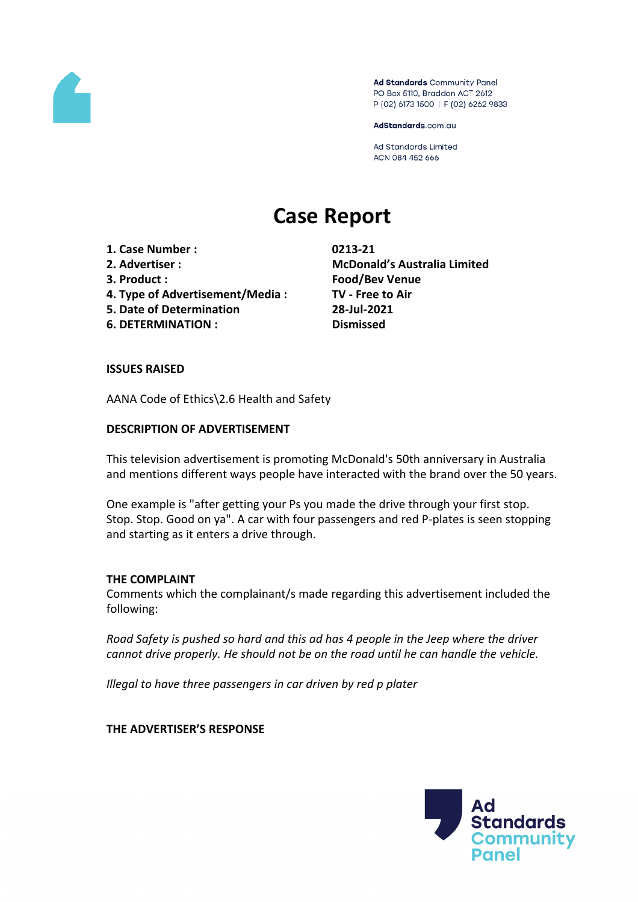Ad Standards Community Panel
PO Box 5110, Braddon ACT 2612
P (02) 6173 1500 | F (02) 6262 9833

AdStandards.com.au

Ad Standards Limited
ACN 084 452 666

# Case Report

| | |
|---|---|
| **1. Case Number :** | **0213-21** |
| **2. Advertiser :** | **McDonald's Australia Limited** |
| **3. Product :** | **Food/Bev Venue** |
| **4. Type of Advertisement/Media :** | **TV - Free to Air** |
| **5. Date of Determination** | **28-Jul-2021** |
| **6. DETERMINATION :** | **Dismissed** |

**ISSUES RAISED**

AANA Code of Ethics\2.6 Health and Safety

**DESCRIPTION OF ADVERTISEMENT**

This television advertisement is promoting McDonald's 50th anniversary in Australia and mentions different ways people have interacted with the brand over the 50 years.

One example is "after getting your Ps you made the drive through your first stop. Stop. Stop. Good on ya". A car with four passengers and red P-plates is seen stopping and starting as it enters a drive through.

**THE COMPLAINT**

Comments which the complainant/s made regarding this advertisement included the following:

*Road Safety is pushed so hard and this ad has 4 people in the Jeep where the driver cannot drive properly. He should not be on the road until he can handle the vehicle.*

*Illegal to have three passengers in car driven by red p plater*

**THE ADVERTISER'S RESPONSE**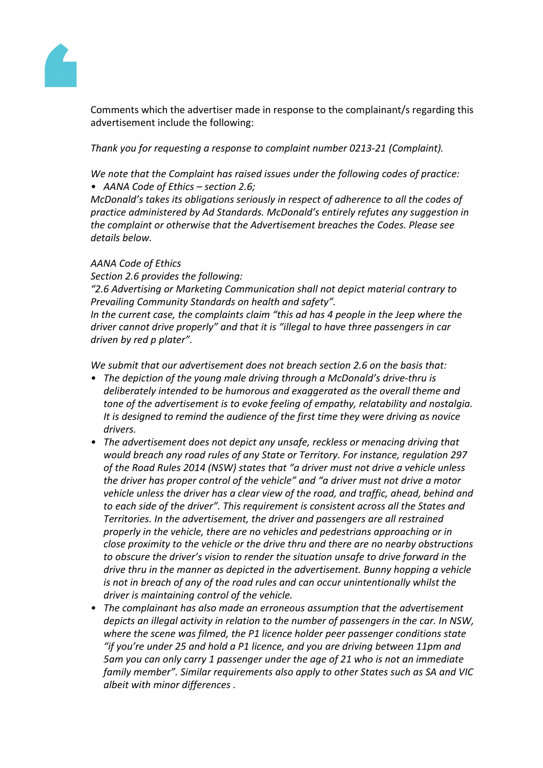Comments which the advertiser made in response to the complainant/s regarding this advertisement include the following:

*Thank you for requesting a response to complaint number 0213-21 (Complaint).*

*We note that the Complaint has raised issues under the following codes of practice:*

- *AANA Code of Ethics – section 2.6;*

*McDonald's takes its obligations seriously in respect of adherence to all the codes of practice administered by Ad Standards. McDonald's entirely refutes any suggestion in the complaint or otherwise that the Advertisement breaches the Codes. Please see details below.*

*AANA Code of Ethics*

*Section 2.6 provides the following:*

*"2.6 Advertising or Marketing Communication shall not depict material contrary to Prevailing Community Standards on health and safety".*

*In the current case, the complaints claim "this ad has 4 people in the Jeep where the driver cannot drive properly" and that it is "illegal to have three passengers in car driven by red p plater".*

*We submit that our advertisement does not breach section 2.6 on the basis that:*

- *The depiction of the young male driving through a McDonald's drive-thru is deliberately intended to be humorous and exaggerated as the overall theme and tone of the advertisement is to evoke feeling of empathy, relatability and nostalgia. It is designed to remind the audience of the first time they were driving as novice drivers.*
- *The advertisement does not depict any unsafe, reckless or menacing driving that would breach any road rules of any State or Territory. For instance, regulation 297 of the Road Rules 2014 (NSW) states that "a driver must not drive a vehicle unless the driver has proper control of the vehicle" and "a driver must not drive a motor vehicle unless the driver has a clear view of the road, and traffic, ahead, behind and to each side of the driver". This requirement is consistent across all the States and Territories. In the advertisement, the driver and passengers are all restrained properly in the vehicle, there are no vehicles and pedestrians approaching or in close proximity to the vehicle or the drive thru and there are no nearby obstructions to obscure the driver's vision to render the situation unsafe to drive forward in the drive thru in the manner as depicted in the advertisement. Bunny hopping a vehicle is not in breach of any of the road rules and can occur unintentionally whilst the driver is maintaining control of the vehicle.*
- *The complainant has also made an erroneous assumption that the advertisement depicts an illegal activity in relation to the number of passengers in the car. In NSW, where the scene was filmed, the P1 licence holder peer passenger conditions state "if you're under 25 and hold a P1 licence, and you are driving between 11pm and 5am you can only carry 1 passenger under the age of 21 who is not an immediate family member". Similar requirements also apply to other States such as SA and VIC albeit with minor differences .*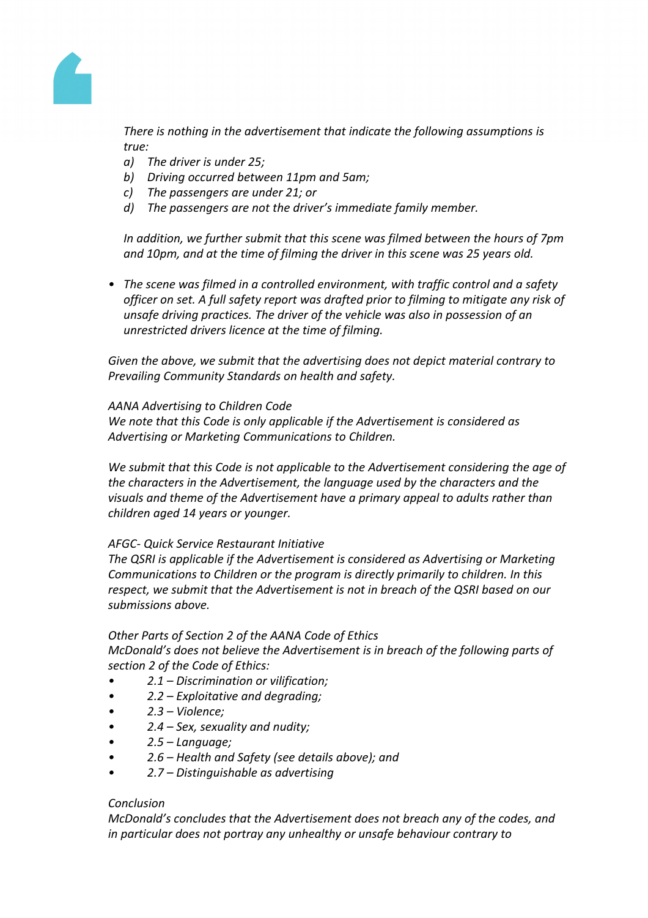*There is nothing in the advertisement that indicate the following assumptions is true:*

*a) The driver is under 25;*
*b) Driving occurred between 11pm and 5am;*
*c) The passengers are under 21; or*
*d) The passengers are not the driver's immediate family member.*

*In addition, we further submit that this scene was filmed between the hours of 7pm and 10pm, and at the time of filming the driver in this scene was 25 years old.*

- *The scene was filmed in a controlled environment, with traffic control and a safety officer on set. A full safety report was drafted prior to filming to mitigate any risk of unsafe driving practices. The driver of the vehicle was also in possession of an unrestricted drivers licence at the time of filming.*

*Given the above, we submit that the advertising does not depict material contrary to Prevailing Community Standards on health and safety.*

*AANA Advertising to Children Code*
*We note that this Code is only applicable if the Advertisement is considered as Advertising or Marketing Communications to Children.*

*We submit that this Code is not applicable to the Advertisement considering the age of the characters in the Advertisement, the language used by the characters and the visuals and theme of the Advertisement have a primary appeal to adults rather than children aged 14 years or younger.*

*AFGC- Quick Service Restaurant Initiative*
*The QSRI is applicable if the Advertisement is considered as Advertising or Marketing Communications to Children or the program is directly primarily to children. In this respect, we submit that the Advertisement is not in breach of the QSRI based on our submissions above.*

*Other Parts of Section 2 of the AANA Code of Ethics*
*McDonald's does not believe the Advertisement is in breach of the following parts of section 2 of the Code of Ethics:*

- *2.1 – Discrimination or vilification;*
- *2.2 – Exploitative and degrading;*
- *2.3 – Violence;*
- *2.4 – Sex, sexuality and nudity;*
- *2.5 – Language;*
- *2.6 – Health and Safety (see details above); and*
- *2.7 – Distinguishable as advertising*

*Conclusion*
*McDonald's concludes that the Advertisement does not breach any of the codes, and in particular does not portray any unhealthy or unsafe behaviour contrary to*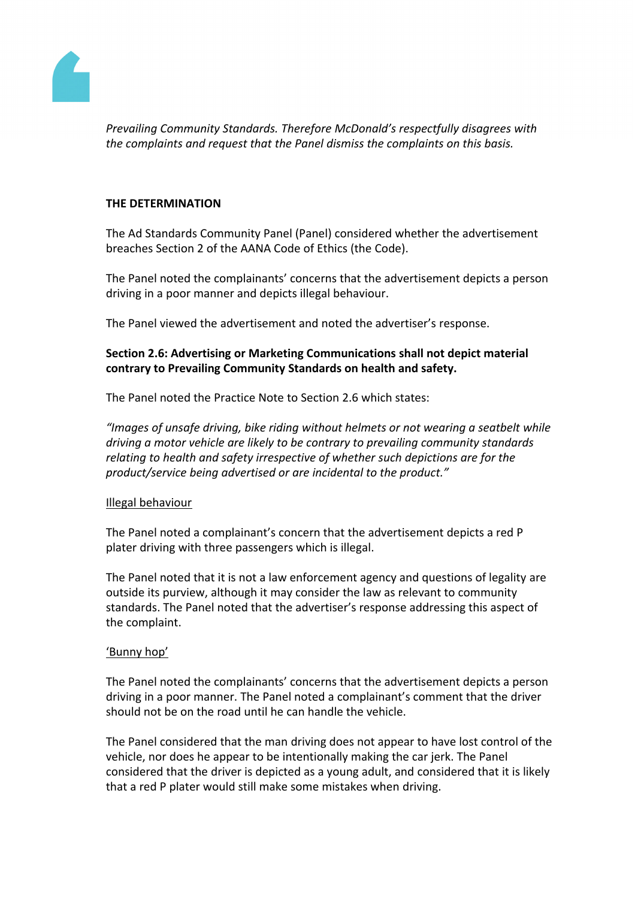*Prevailing Community Standards. Therefore McDonald's respectfully disagrees with the complaints and request that the Panel dismiss the complaints on this basis.*

**THE DETERMINATION**

The Ad Standards Community Panel (Panel) considered whether the advertisement breaches Section 2 of the AANA Code of Ethics (the Code).

The Panel noted the complainants' concerns that the advertisement depicts a person driving in a poor manner and depicts illegal behaviour.

The Panel viewed the advertisement and noted the advertiser's response.

**Section 2.6: Advertising or Marketing Communications shall not depict material contrary to Prevailing Community Standards on health and safety.**

The Panel noted the Practice Note to Section 2.6 which states:

*"Images of unsafe driving, bike riding without helmets or not wearing a seatbelt while driving a motor vehicle are likely to be contrary to prevailing community standards relating to health and safety irrespective of whether such depictions are for the product/service being advertised or are incidental to the product."*

Illegal behaviour

The Panel noted a complainant's concern that the advertisement depicts a red P plater driving with three passengers which is illegal.

The Panel noted that it is not a law enforcement agency and questions of legality are outside its purview, although it may consider the law as relevant to community standards. The Panel noted that the advertiser's response addressing this aspect of the complaint.

'Bunny hop'

The Panel noted the complainants' concerns that the advertisement depicts a person driving in a poor manner. The Panel noted a complainant's comment that the driver should not be on the road until he can handle the vehicle.

The Panel considered that the man driving does not appear to have lost control of the vehicle, nor does he appear to be intentionally making the car jerk. The Panel considered that the driver is depicted as a young adult, and considered that it is likely that a red P plater would still make some mistakes when driving.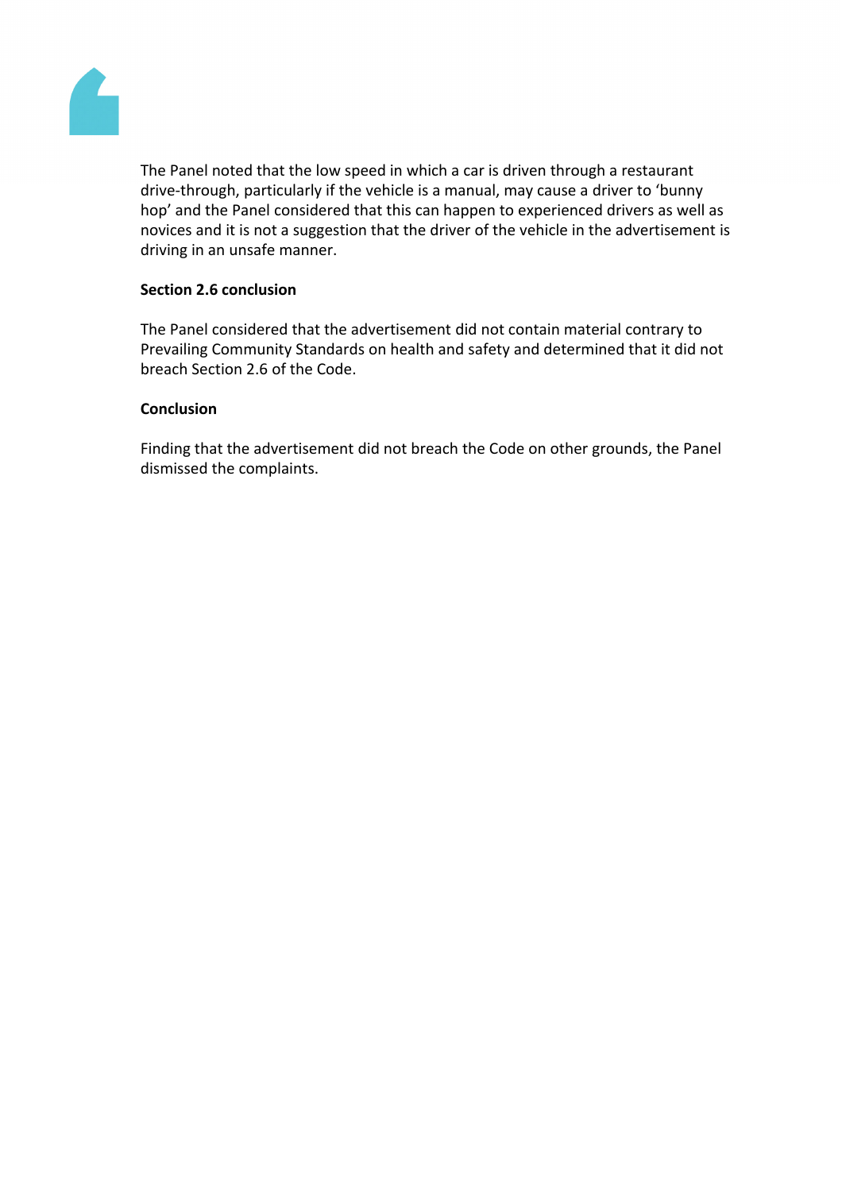The Panel noted that the low speed in which a car is driven through a restaurant drive-through, particularly if the vehicle is a manual, may cause a driver to 'bunny hop' and the Panel considered that this can happen to experienced drivers as well as novices and it is not a suggestion that the driver of the vehicle in the advertisement is driving in an unsafe manner.

**Section 2.6 conclusion**

The Panel considered that the advertisement did not contain material contrary to Prevailing Community Standards on health and safety and determined that it did not breach Section 2.6 of the Code.

**Conclusion**

Finding that the advertisement did not breach the Code on other grounds, the Panel dismissed the complaints.